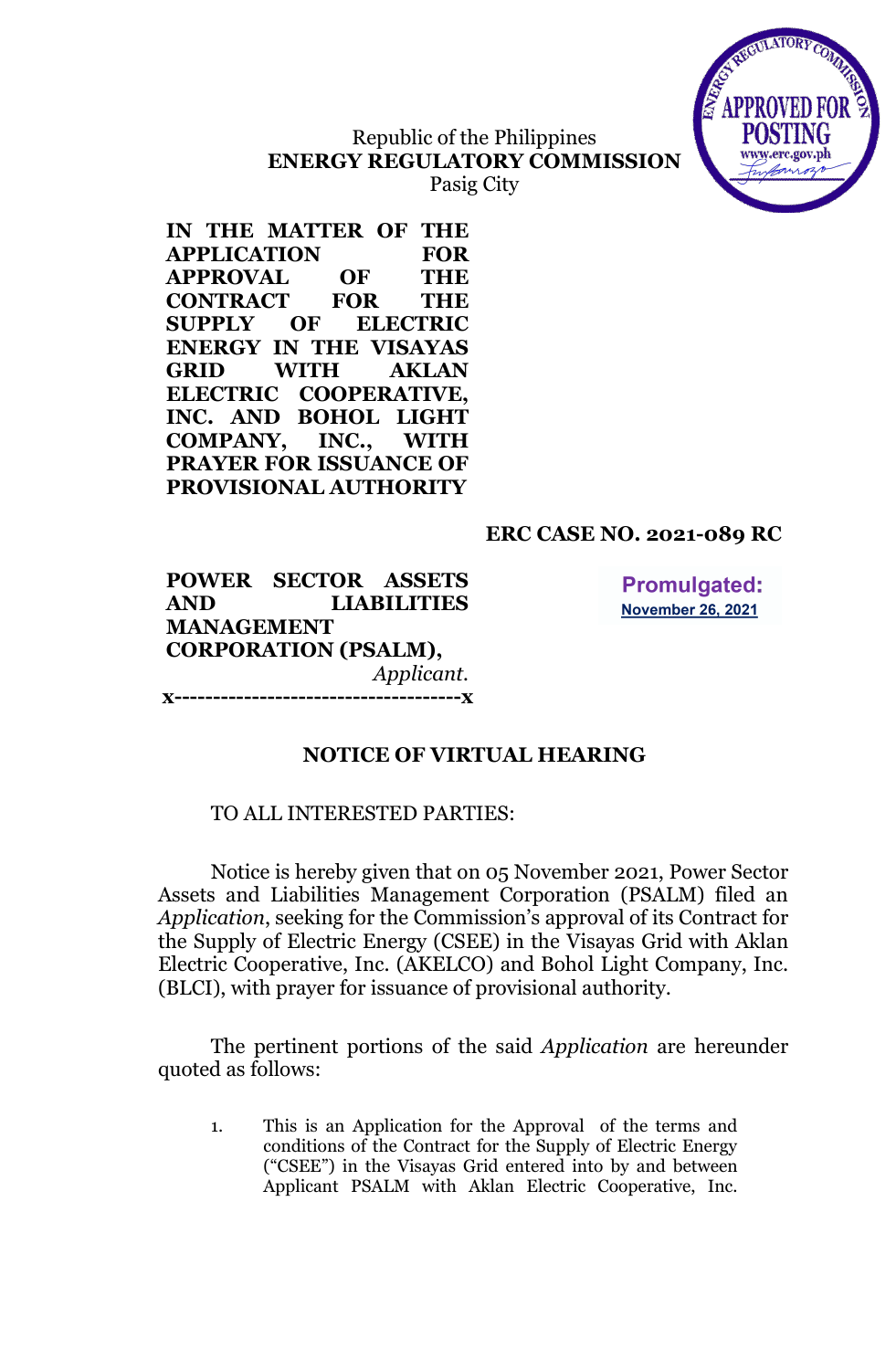Republic of the Philippines
**ENERGY REGULATORY COMMISSION**
Pasig City

**IN THE MATTER OF THE APPLICATION FOR APPROVAL OF THE CONTRACT FOR THE SUPPLY OF ELECTRIC ENERGY IN THE VISAYAS GRID WITH AKLAN ELECTRIC COOPERATIVE, INC. AND BOHOL LIGHT COMPANY, INC., WITH PRAYER FOR ISSUANCE OF PROVISIONAL AUTHORITY**

**ERC CASE NO. 2021-089 RC**

**POWER SECTOR ASSETS AND LIABILITIES MANAGEMENT CORPORATION (PSALM),**
*Applicant.*

**Promulgated:**
November 26, 2021

**x-------------------------------------x**

## NOTICE OF VIRTUAL HEARING

TO ALL INTERESTED PARTIES:

Notice is hereby given that on 05 November 2021, Power Sector Assets and Liabilities Management Corporation (PSALM) filed an *Application*, seeking for the Commission's approval of its Contract for the Supply of Electric Energy (CSEE) in the Visayas Grid with Aklan Electric Cooperative, Inc. (AKELCO) and Bohol Light Company, Inc. (BLCI), with prayer for issuance of provisional authority.

The pertinent portions of the said *Application* are hereunder quoted as follows:

1. This is an Application for the Approval of the terms and conditions of the Contract for the Supply of Electric Energy ("CSEE") in the Visayas Grid entered into by and between Applicant PSALM with Aklan Electric Cooperative, Inc.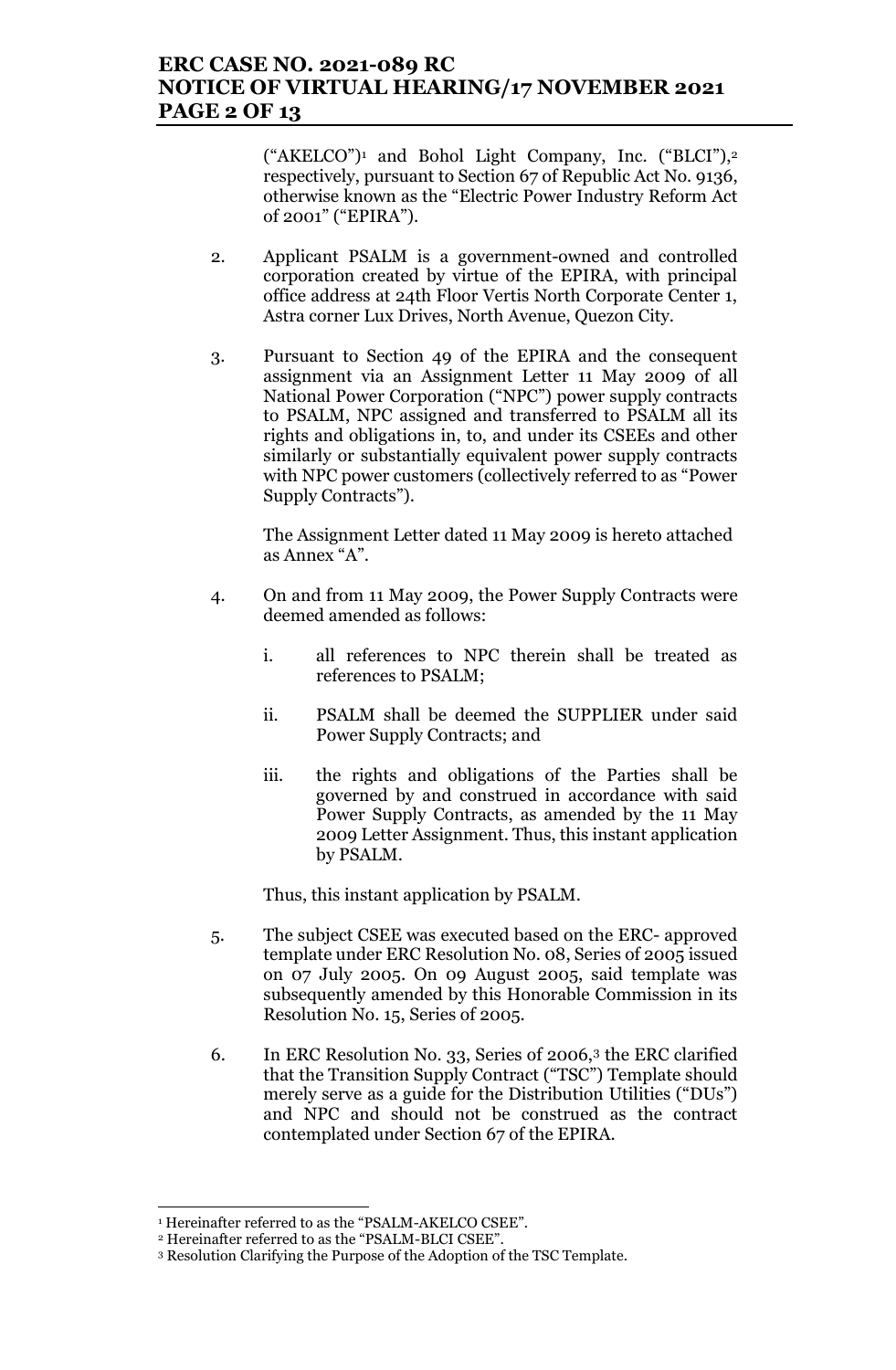("AKELCO")[1] and Bohol Light Company, Inc. ("BLCI"),[2] respectively, pursuant to Section 67 of Republic Act No. 9136, otherwise known as the "Electric Power Industry Reform Act of 2001" ("EPIRA").

2. Applicant PSALM is a government-owned and controlled corporation created by virtue of the EPIRA, with principal office address at 24th Floor Vertis North Corporate Center 1, Astra corner Lux Drives, North Avenue, Quezon City.

3. Pursuant to Section 49 of the EPIRA and the consequent assignment via an Assignment Letter 11 May 2009 of all National Power Corporation ("NPC") power supply contracts to PSALM, NPC assigned and transferred to PSALM all its rights and obligations in, to, and under its CSEEs and other similarly or substantially equivalent power supply contracts with NPC power customers (collectively referred to as "Power Supply Contracts").

   The Assignment Letter dated 11 May 2009 is hereto attached as Annex "A".

4. On and from 11 May 2009, the Power Supply Contracts were deemed amended as follows:

   i. all references to NPC therein shall be treated as references to PSALM;

   ii. PSALM shall be deemed the SUPPLIER under said Power Supply Contracts; and

   iii. the rights and obligations of the Parties shall be governed by and construed in accordance with said Power Supply Contracts, as amended by the 11 May 2009 Letter Assignment. Thus, this instant application by PSALM.

   Thus, this instant application by PSALM.

5. The subject CSEE was executed based on the ERC- approved template under ERC Resolution No. 08, Series of 2005 issued on 07 July 2005. On 09 August 2005, said template was subsequently amended by this Honorable Commission in its Resolution No. 15, Series of 2005.

6. In ERC Resolution No. 33, Series of 2006,[3] the ERC clarified that the Transition Supply Contract ("TSC") Template should merely serve as a guide for the Distribution Utilities ("DUs") and NPC and should not be construed as the contract contemplated under Section 67 of the EPIRA.

---

[1] Hereinafter referred to as the "PSALM-AKELCO CSEE".

[2] Hereinafter referred to as the "PSALM-BLCI CSEE".

[3] Resolution Clarifying the Purpose of the Adoption of the TSC Template.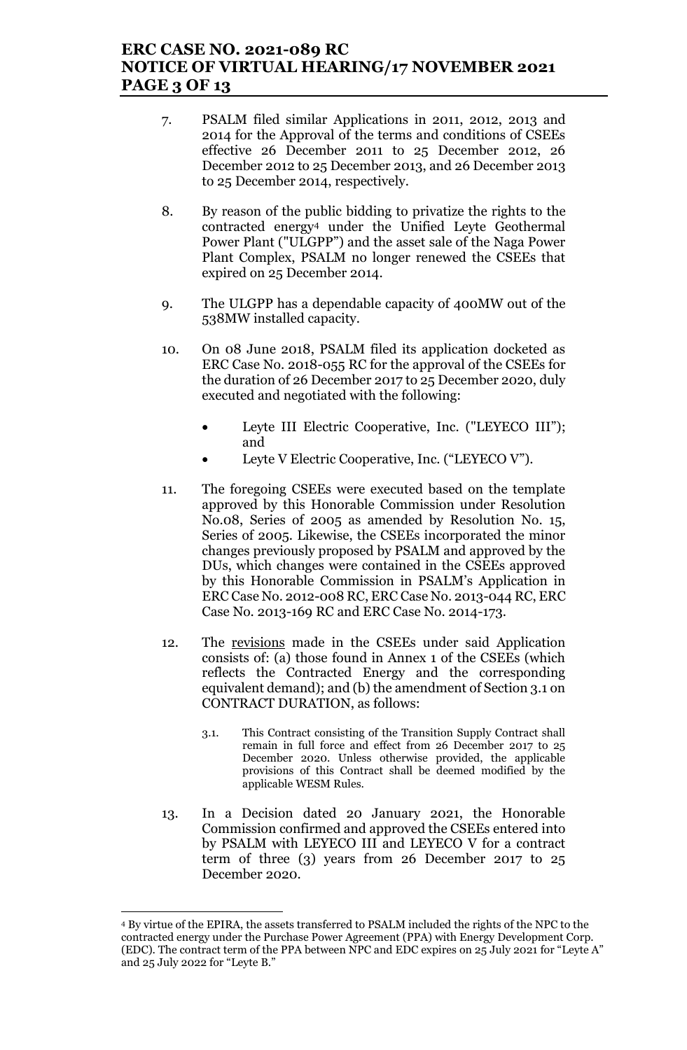7. PSALM filed similar Applications in 2011, 2012, 2013 and 2014 for the Approval of the terms and conditions of CSEEs effective 26 December 2011 to 25 December 2012, 26 December 2012 to 25 December 2013, and 26 December 2013 to 25 December 2014, respectively.

8. By reason of the public bidding to privatize the rights to the contracted energy[4] under the Unified Leyte Geothermal Power Plant ("ULGPP") and the asset sale of the Naga Power Plant Complex, PSALM no longer renewed the CSEEs that expired on 25 December 2014.

9. The ULGPP has a dependable capacity of 400MW out of the 538MW installed capacity.

10. On 08 June 2018, PSALM filed its application docketed as ERC Case No. 2018-055 RC for the approval of the CSEEs for the duration of 26 December 2017 to 25 December 2020, duly executed and negotiated with the following:

    - Leyte III Electric Cooperative, Inc. ("LEYECO III"); and
    - Leyte V Electric Cooperative, Inc. ("LEYECO V").

11. The foregoing CSEEs were executed based on the template approved by this Honorable Commission under Resolution No.08, Series of 2005 as amended by Resolution No. 15, Series of 2005. Likewise, the CSEEs incorporated the minor changes previously proposed by PSALM and approved by the DUs, which changes were contained in the CSEEs approved by this Honorable Commission in PSALM's Application in ERC Case No. 2012-008 RC, ERC Case No. 2013-044 RC, ERC Case No. 2013-169 RC and ERC Case No. 2014-173.

12. The <u>revisions</u> made in the CSEEs under said Application consists of: (a) those found in Annex 1 of the CSEEs (which reflects the Contracted Energy and the corresponding equivalent demand); and (b) the amendment of Section 3.1 on CONTRACT DURATION, as follows:

    > 3.1. This Contract consisting of the Transition Supply Contract shall remain in full force and effect from 26 December 2017 to 25 December 2020. Unless otherwise provided, the applicable provisions of this Contract shall be deemed modified by the applicable WESM Rules.

13. In a Decision dated 20 January 2021, the Honorable Commission confirmed and approved the CSEEs entered into by PSALM with LEYECO III and LEYECO V for a contract term of three (3) years from 26 December 2017 to 25 December 2020.

---

[4] By virtue of the EPIRA, the assets transferred to PSALM included the rights of the NPC to the contracted energy under the Purchase Power Agreement (PPA) with Energy Development Corp. (EDC). The contract term of the PPA between NPC and EDC expires on 25 July 2021 for "Leyte A" and 25 July 2022 for "Leyte B."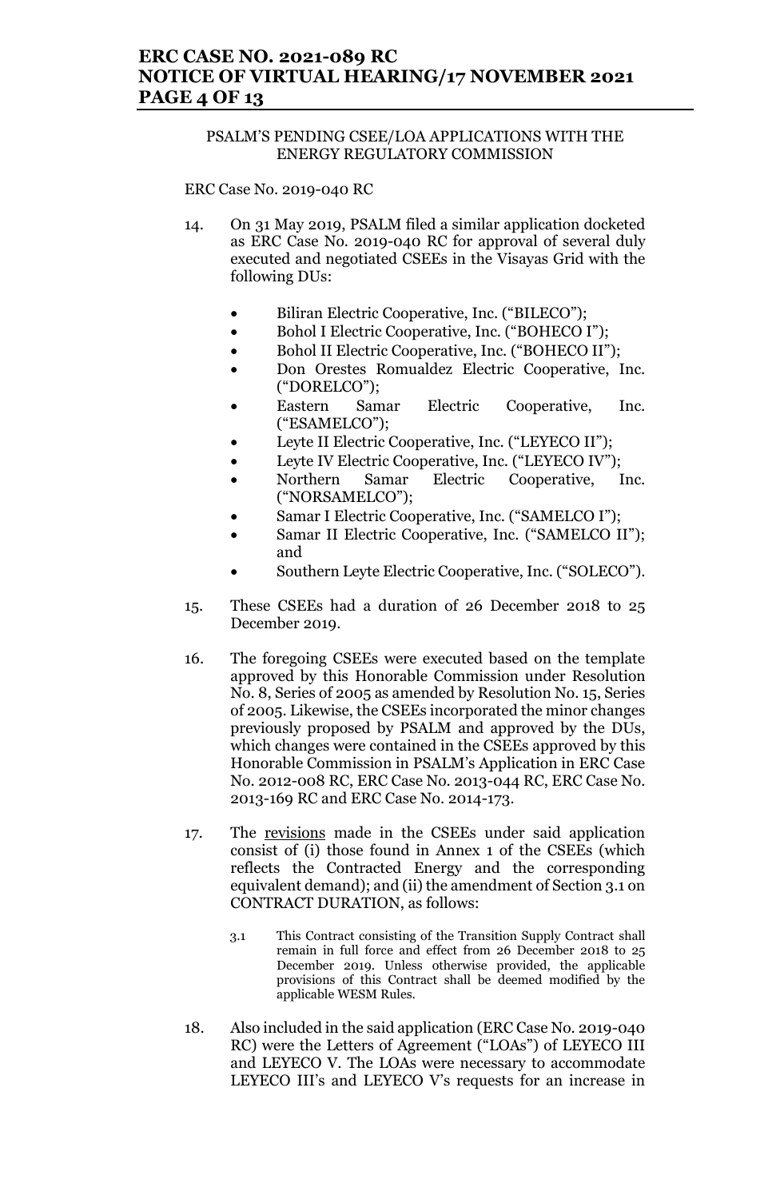PSALM'S PENDING CSEE/LOA APPLICATIONS WITH THE ENERGY REGULATORY COMMISSION

ERC Case No. 2019-040 RC

14. On 31 May 2019, PSALM filed a similar application docketed as ERC Case No. 2019-040 RC for approval of several duly executed and negotiated CSEEs in the Visayas Grid with the following DUs:

    - Biliran Electric Cooperative, Inc. ("BILECO");
    - Bohol I Electric Cooperative, Inc. ("BOHECO I");
    - Bohol II Electric Cooperative, Inc. ("BOHECO II");
    - Don Orestes Romualdez Electric Cooperative, Inc. ("DORELCO");
    - Eastern Samar Electric Cooperative, Inc. ("ESAMELCO");
    - Leyte II Electric Cooperative, Inc. ("LEYECO II");
    - Leyte IV Electric Cooperative, Inc. ("LEYECO IV");
    - Northern Samar Electric Cooperative, Inc. ("NORSAMELCO");
    - Samar I Electric Cooperative, Inc. ("SAMELCO I");
    - Samar II Electric Cooperative, Inc. ("SAMELCO II"); and
    - Southern Leyte Electric Cooperative, Inc. ("SOLECO").

15. These CSEEs had a duration of 26 December 2018 to 25 December 2019.

16. The foregoing CSEEs were executed based on the template approved by this Honorable Commission under Resolution No. 8, Series of 2005 as amended by Resolution No. 15, Series of 2005. Likewise, the CSEEs incorporated the minor changes previously proposed by PSALM and approved by the DUs, which changes were contained in the CSEEs approved by this Honorable Commission in PSALM's Application in ERC Case No. 2012-008 RC, ERC Case No. 2013-044 RC, ERC Case No. 2013-169 RC and ERC Case No. 2014-173.

17. The revisions made in the CSEEs under said application consist of (i) those found in Annex 1 of the CSEEs (which reflects the Contracted Energy and the corresponding equivalent demand); and (ii) the amendment of Section 3.1 on CONTRACT DURATION, as follows:

    > 3.1 This Contract consisting of the Transition Supply Contract shall remain in full force and effect from 26 December 2018 to 25 December 2019. Unless otherwise provided, the applicable provisions of this Contract shall be deemed modified by the applicable WESM Rules.

18. Also included in the said application (ERC Case No. 2019-040 RC) were the Letters of Agreement ("LOAs") of LEYECO III and LEYECO V. The LOAs were necessary to accommodate LEYECO III's and LEYECO V's requests for an increase in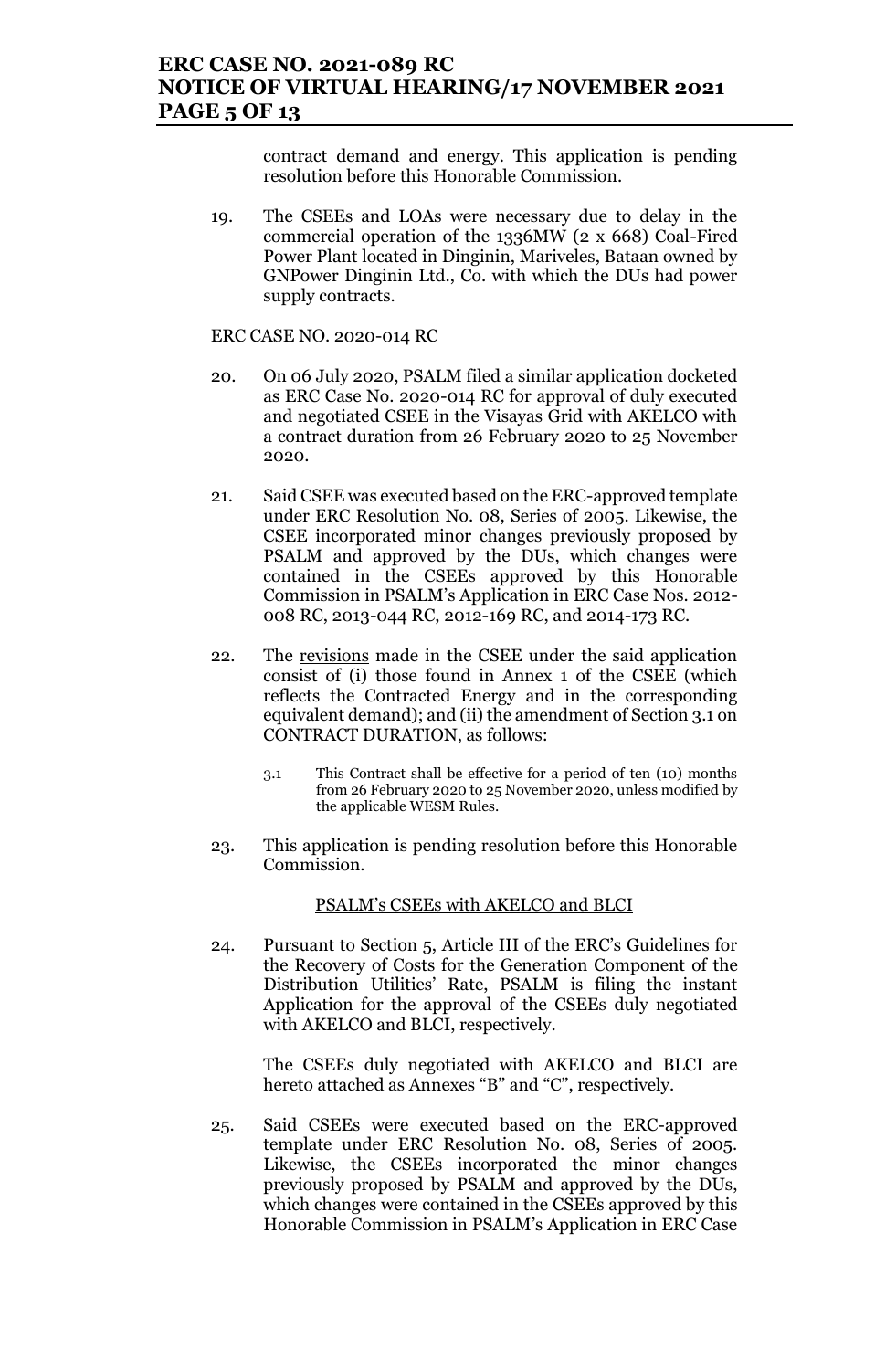contract demand and energy. This application is pending resolution before this Honorable Commission.

19. The CSEEs and LOAs were necessary due to delay in the commercial operation of the 1336MW (2 x 668) Coal-Fired Power Plant located in Dinginin, Mariveles, Bataan owned by GNPower Dinginin Ltd., Co. with which the DUs had power supply contracts.

ERC CASE NO. 2020-014 RC

20. On 06 July 2020, PSALM filed a similar application docketed as ERC Case No. 2020-014 RC for approval of duly executed and negotiated CSEE in the Visayas Grid with AKELCO with a contract duration from 26 February 2020 to 25 November 2020.

21. Said CSEE was executed based on the ERC-approved template under ERC Resolution No. 08, Series of 2005. Likewise, the CSEE incorporated minor changes previously proposed by PSALM and approved by the DUs, which changes were contained in the CSEEs approved by this Honorable Commission in PSALM's Application in ERC Case Nos. 2012-008 RC, 2013-044 RC, 2012-169 RC, and 2014-173 RC.

22. The revisions made in the CSEE under the said application consist of (i) those found in Annex 1 of the CSEE (which reflects the Contracted Energy and in the corresponding equivalent demand); and (ii) the amendment of Section 3.1 on CONTRACT DURATION, as follows:

    > 3.1 This Contract shall be effective for a period of ten (10) months from 26 February 2020 to 25 November 2020, unless modified by the applicable WESM Rules.

23. This application is pending resolution before this Honorable Commission.

PSALM's CSEEs with AKELCO and BLCI

24. Pursuant to Section 5, Article III of the ERC's Guidelines for the Recovery of Costs for the Generation Component of the Distribution Utilities' Rate, PSALM is filing the instant Application for the approval of the CSEEs duly negotiated with AKELCO and BLCI, respectively.

    The CSEEs duly negotiated with AKELCO and BLCI are hereto attached as Annexes "B" and "C", respectively.

25. Said CSEEs were executed based on the ERC-approved template under ERC Resolution No. 08, Series of 2005. Likewise, the CSEEs incorporated the minor changes previously proposed by PSALM and approved by the DUs, which changes were contained in the CSEEs approved by this Honorable Commission in PSALM's Application in ERC Case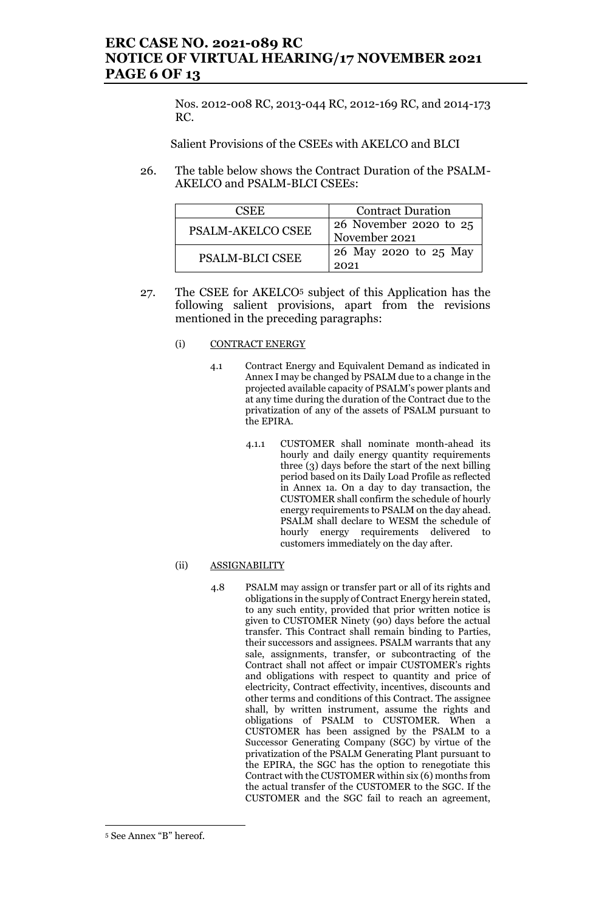Nos. 2012-008 RC, 2013-044 RC, 2012-169 RC, and 2014-173 RC.

Salient Provisions of the CSEEs with AKELCO and BLCI

26. The table below shows the Contract Duration of the PSALM-AKELCO and PSALM-BLCI CSEEs:

| CSEE | Contract Duration |
|---|---|
| PSALM-AKELCO CSEE | 26 November 2020 to 25 November 2021 |
| PSALM-BLCI CSEE | 26 May 2020 to 25 May 2021 |

27. The CSEE for AKELCO[5] subject of this Application has the following salient provisions, apart from the revisions mentioned in the preceding paragraphs:

(i) CONTRACT ENERGY

4.1 Contract Energy and Equivalent Demand as indicated in Annex I may be changed by PSALM due to a change in the projected available capacity of PSALM's power plants and at any time during the duration of the Contract due to the privatization of any of the assets of PSALM pursuant to the EPIRA.

4.1.1 CUSTOMER shall nominate month-ahead its hourly and daily energy quantity requirements three (3) days before the start of the next billing period based on its Daily Load Profile as reflected in Annex 1a. On a day to day transaction, the CUSTOMER shall confirm the schedule of hourly energy requirements to PSALM on the day ahead. PSALM shall declare to WESM the schedule of hourly energy requirements delivered to customers immediately on the day after.

(ii) ASSIGNABILITY

4.8 PSALM may assign or transfer part or all of its rights and obligations in the supply of Contract Energy herein stated, to any such entity, provided that prior written notice is given to CUSTOMER Ninety (90) days before the actual transfer. This Contract shall remain binding to Parties, their successors and assignees. PSALM warrants that any sale, assignments, transfer, or subcontracting of the Contract shall not affect or impair CUSTOMER's rights and obligations with respect to quantity and price of electricity, Contract effectivity, incentives, discounts and other terms and conditions of this Contract. The assignee shall, by written instrument, assume the rights and obligations of PSALM to CUSTOMER. When a CUSTOMER has been assigned by the PSALM to a Successor Generating Company (SGC) by virtue of the privatization of the PSALM Generating Plant pursuant to the EPIRA, the SGC has the option to renegotiate this Contract with the CUSTOMER within six (6) months from the actual transfer of the CUSTOMER to the SGC. If the CUSTOMER and the SGC fail to reach an agreement,

[5] See Annex "B" hereof.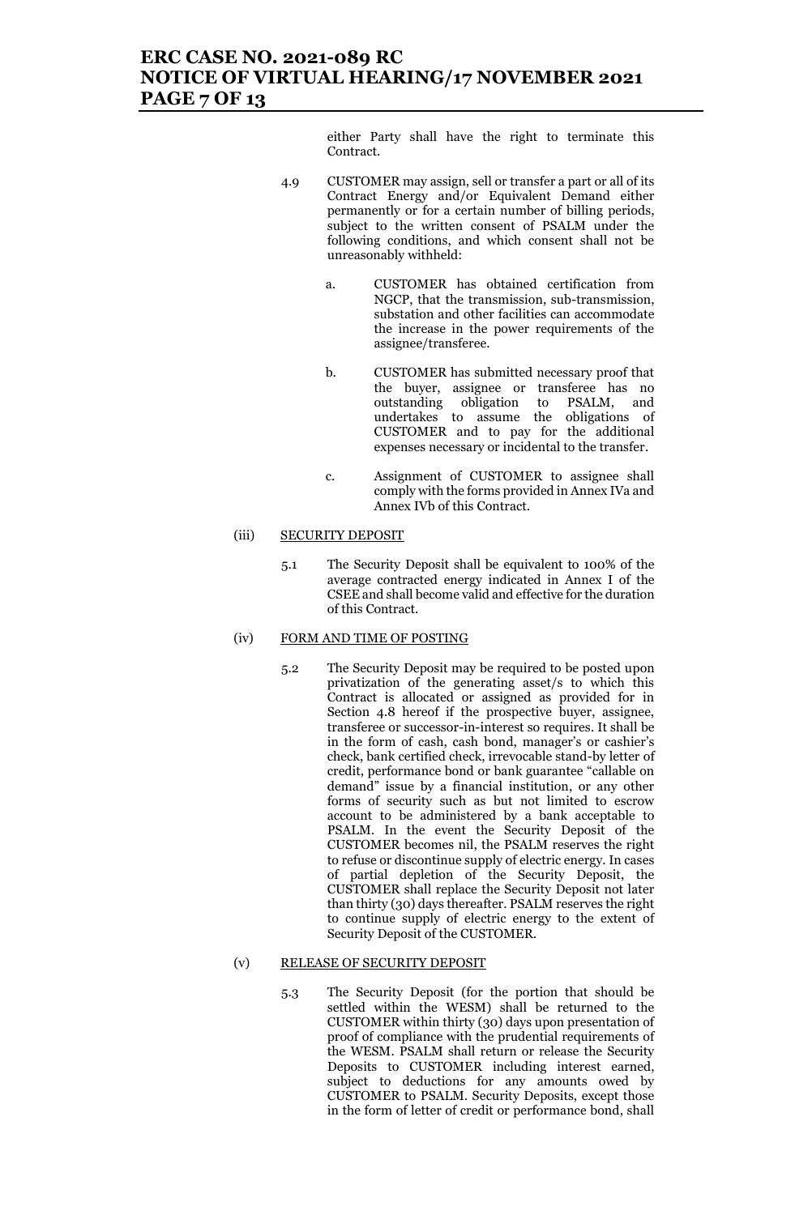either Party shall have the right to terminate this Contract.

4.9 CUSTOMER may assign, sell or transfer a part or all of its Contract Energy and/or Equivalent Demand either permanently or for a certain number of billing periods, subject to the written consent of PSALM under the following conditions, and which consent shall not be unreasonably withheld:

a. CUSTOMER has obtained certification from NGCP, that the transmission, sub-transmission, substation and other facilities can accommodate the increase in the power requirements of the assignee/transferee.

b. CUSTOMER has submitted necessary proof that the buyer, assignee or transferee has no outstanding obligation to PSALM, and undertakes to assume the obligations of CUSTOMER and to pay for the additional expenses necessary or incidental to the transfer.

c. Assignment of CUSTOMER to assignee shall comply with the forms provided in Annex IVa and Annex IVb of this Contract.

(iii) SECURITY DEPOSIT

5.1 The Security Deposit shall be equivalent to 100% of the average contracted energy indicated in Annex I of the CSEE and shall become valid and effective for the duration of this Contract.

(iv) FORM AND TIME OF POSTING

5.2 The Security Deposit may be required to be posted upon privatization of the generating asset/s to which this Contract is allocated or assigned as provided for in Section 4.8 hereof if the prospective buyer, assignee, transferee or successor-in-interest so requires. It shall be in the form of cash, cash bond, manager's or cashier's check, bank certified check, irrevocable stand-by letter of credit, performance bond or bank guarantee "callable on demand" issue by a financial institution, or any other forms of security such as but not limited to escrow account to be administered by a bank acceptable to PSALM. In the event the Security Deposit of the CUSTOMER becomes nil, the PSALM reserves the right to refuse or discontinue supply of electric energy. In cases of partial depletion of the Security Deposit, the CUSTOMER shall replace the Security Deposit not later than thirty (30) days thereafter. PSALM reserves the right to continue supply of electric energy to the extent of Security Deposit of the CUSTOMER.

(v) RELEASE OF SECURITY DEPOSIT

5.3 The Security Deposit (for the portion that should be settled within the WESM) shall be returned to the CUSTOMER within thirty (30) days upon presentation of proof of compliance with the prudential requirements of the WESM. PSALM shall return or release the Security Deposits to CUSTOMER including interest earned, subject to deductions for any amounts owed by CUSTOMER to PSALM. Security Deposits, except those in the form of letter of credit or performance bond, shall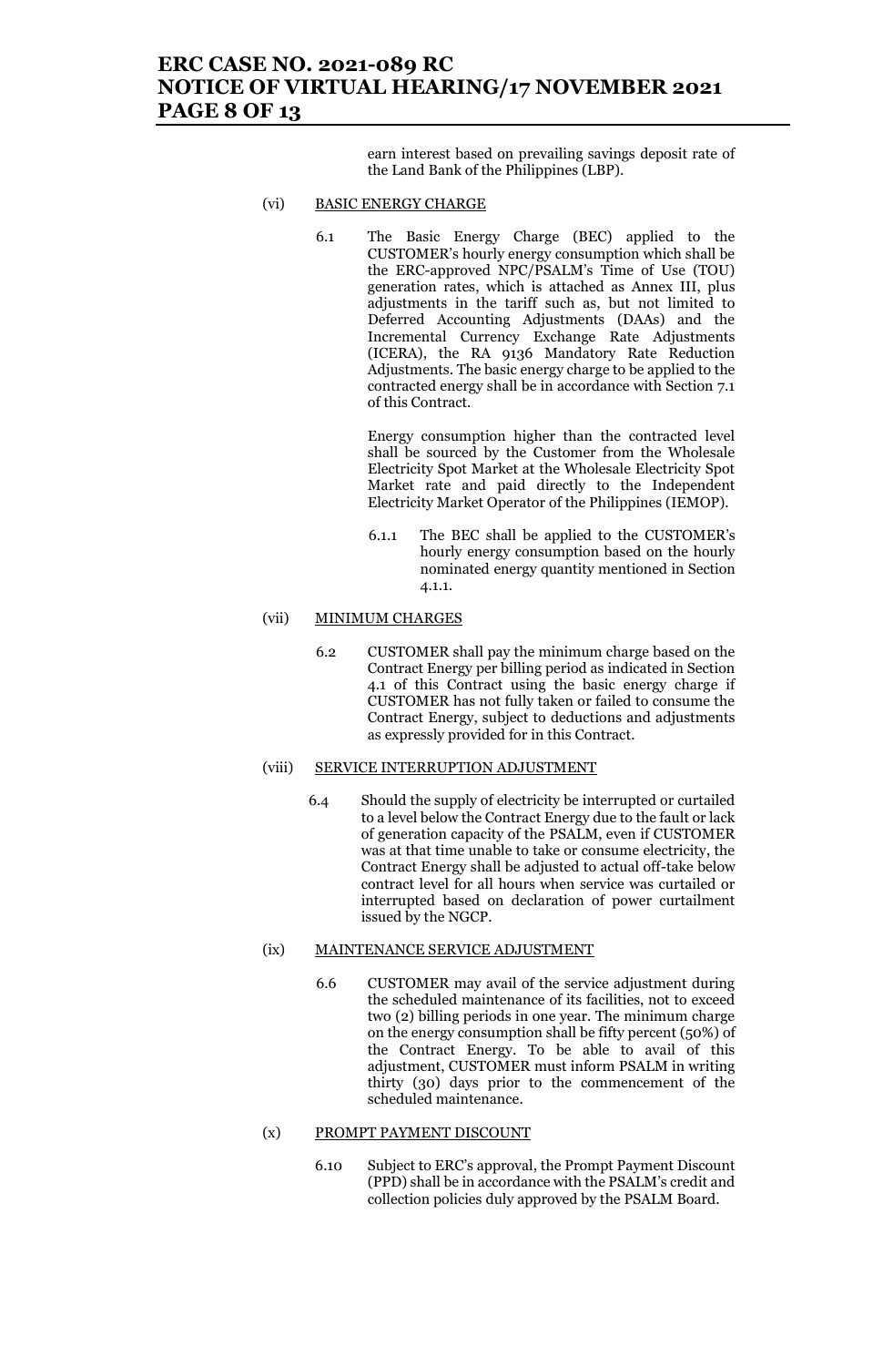earn interest based on prevailing savings deposit rate of the Land Bank of the Philippines (LBP).

(vi) BASIC ENERGY CHARGE

6.1 The Basic Energy Charge (BEC) applied to the CUSTOMER's hourly energy consumption which shall be the ERC-approved NPC/PSALM's Time of Use (TOU) generation rates, which is attached as Annex III, plus adjustments in the tariff such as, but not limited to Deferred Accounting Adjustments (DAAs) and the Incremental Currency Exchange Rate Adjustments (ICERA), the RA 9136 Mandatory Rate Reduction Adjustments. The basic energy charge to be applied to the contracted energy shall be in accordance with Section 7.1 of this Contract.

Energy consumption higher than the contracted level shall be sourced by the Customer from the Wholesale Electricity Spot Market at the Wholesale Electricity Spot Market rate and paid directly to the Independent Electricity Market Operator of the Philippines (IEMOP).

6.1.1 The BEC shall be applied to the CUSTOMER's hourly energy consumption based on the hourly nominated energy quantity mentioned in Section 4.1.1.

(vii) MINIMUM CHARGES

6.2 CUSTOMER shall pay the minimum charge based on the Contract Energy per billing period as indicated in Section 4.1 of this Contract using the basic energy charge if CUSTOMER has not fully taken or failed to consume the Contract Energy, subject to deductions and adjustments as expressly provided for in this Contract.

(viii) SERVICE INTERRUPTION ADJUSTMENT

6.4 Should the supply of electricity be interrupted or curtailed to a level below the Contract Energy due to the fault or lack of generation capacity of the PSALM, even if CUSTOMER was at that time unable to take or consume electricity, the Contract Energy shall be adjusted to actual off-take below contract level for all hours when service was curtailed or interrupted based on declaration of power curtailment issued by the NGCP.

(ix) MAINTENANCE SERVICE ADJUSTMENT

6.6 CUSTOMER may avail of the service adjustment during the scheduled maintenance of its facilities, not to exceed two (2) billing periods in one year. The minimum charge on the energy consumption shall be fifty percent (50%) of the Contract Energy. To be able to avail of this adjustment, CUSTOMER must inform PSALM in writing thirty (30) days prior to the commencement of the scheduled maintenance.

(x) PROMPT PAYMENT DISCOUNT

6.10 Subject to ERC's approval, the Prompt Payment Discount (PPD) shall be in accordance with the PSALM's credit and collection policies duly approved by the PSALM Board.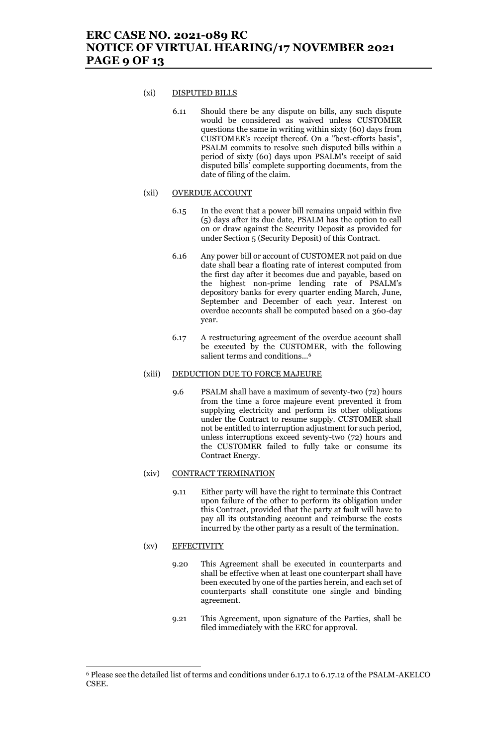(xi) DISPUTED BILLS

6.11 Should there be any dispute on bills, any such dispute would be considered as waived unless CUSTOMER questions the same in writing within sixty (60) days from CUSTOMER's receipt thereof. On a "best-efforts basis", PSALM commits to resolve such disputed bills within a period of sixty (60) days upon PSALM's receipt of said disputed bills' complete supporting documents, from the date of filing of the claim.

(xii) OVERDUE ACCOUNT

6.15 In the event that a power bill remains unpaid within five (5) days after its due date, PSALM has the option to call on or draw against the Security Deposit as provided for under Section 5 (Security Deposit) of this Contract.

6.16 Any power bill or account of CUSTOMER not paid on due date shall bear a floating rate of interest computed from the first day after it becomes due and payable, based on the highest non-prime lending rate of PSALM's depository banks for every quarter ending March, June, September and December of each year. Interest on overdue accounts shall be computed based on a 360-day year.

6.17 A restructuring agreement of the overdue account shall be executed by the CUSTOMER, with the following salient terms and conditions...[6]

(xiii) DEDUCTION DUE TO FORCE MAJEURE

9.6 PSALM shall have a maximum of seventy-two (72) hours from the time a force majeure event prevented it from supplying electricity and perform its other obligations under the Contract to resume supply. CUSTOMER shall not be entitled to interruption adjustment for such period, unless interruptions exceed seventy-two (72) hours and the CUSTOMER failed to fully take or consume its Contract Energy.

(xiv) CONTRACT TERMINATION

9.11 Either party will have the right to terminate this Contract upon failure of the other to perform its obligation under this Contract, provided that the party at fault will have to pay all its outstanding account and reimburse the costs incurred by the other party as a result of the termination.

(xv) EFFECTIVITY

9.20 This Agreement shall be executed in counterparts and shall be effective when at least one counterpart shall have been executed by one of the parties herein, and each set of counterparts shall constitute one single and binding agreement.

9.21 This Agreement, upon signature of the Parties, shall be filed immediately with the ERC for approval.

---

[6] Please see the detailed list of terms and conditions under 6.17.1 to 6.17.12 of the PSALM-AKELCO CSEE.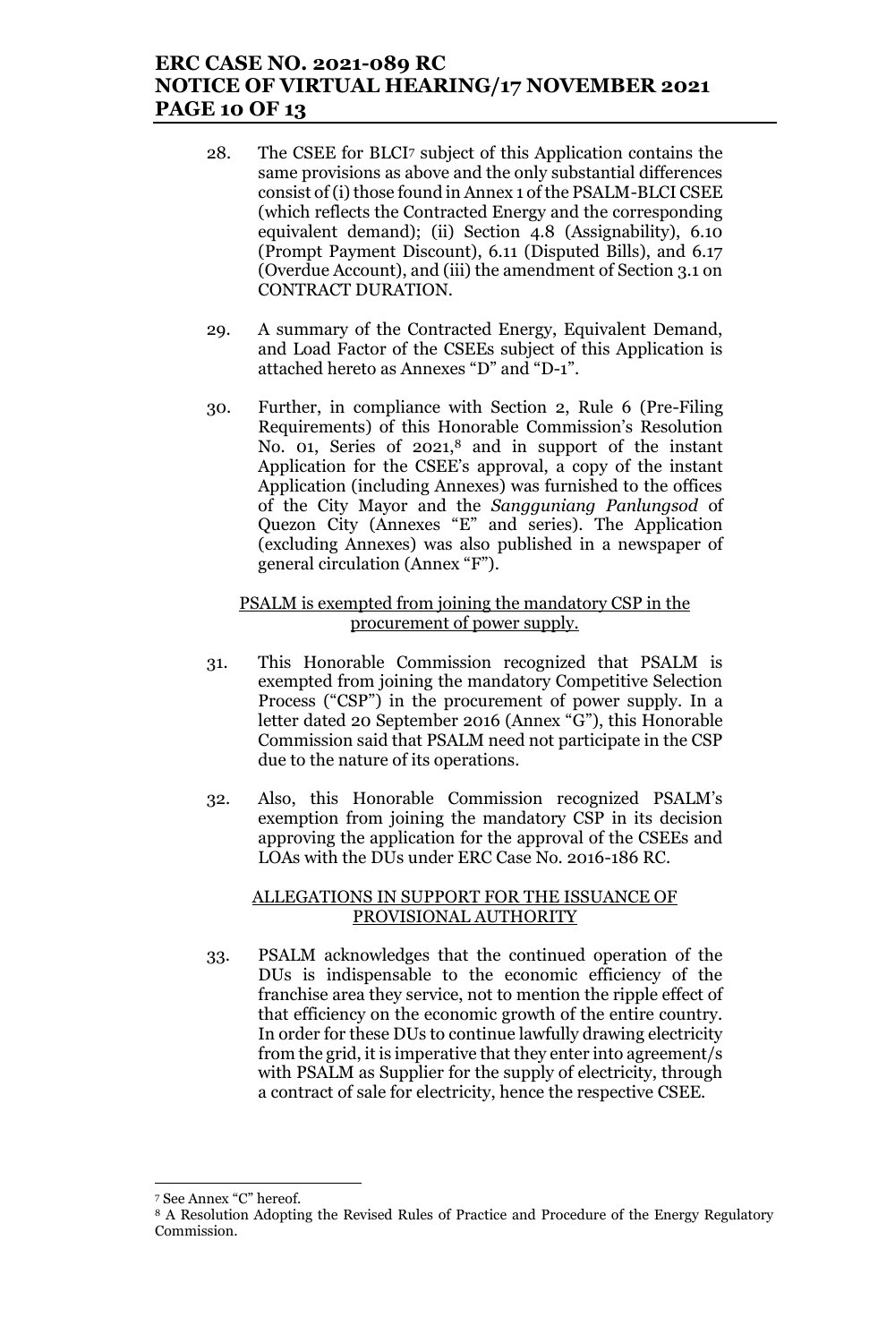28. The CSEE for BLCI[7] subject of this Application contains the same provisions as above and the only substantial differences consist of (i) those found in Annex 1 of the PSALM-BLCI CSEE (which reflects the Contracted Energy and the corresponding equivalent demand); (ii) Section 4.8 (Assignability), 6.10 (Prompt Payment Discount), 6.11 (Disputed Bills), and 6.17 (Overdue Account), and (iii) the amendment of Section 3.1 on CONTRACT DURATION.

29. A summary of the Contracted Energy, Equivalent Demand, and Load Factor of the CSEEs subject of this Application is attached hereto as Annexes "D" and "D-1".

30. Further, in compliance with Section 2, Rule 6 (Pre-Filing Requirements) of this Honorable Commission's Resolution No. 01, Series of 2021,[8] and in support of the instant Application for the CSEE's approval, a copy of the instant Application (including Annexes) was furnished to the offices of the City Mayor and the *Sangguniang Panlungsod* of Quezon City (Annexes "E" and series). The Application (excluding Annexes) was also published in a newspaper of general circulation (Annex "F").

<u>PSALM is exempted from joining the mandatory CSP in the procurement of power supply.</u>

31. This Honorable Commission recognized that PSALM is exempted from joining the mandatory Competitive Selection Process ("CSP") in the procurement of power supply. In a letter dated 20 September 2016 (Annex "G"), this Honorable Commission said that PSALM need not participate in the CSP due to the nature of its operations.

32. Also, this Honorable Commission recognized PSALM's exemption from joining the mandatory CSP in its decision approving the application for the approval of the CSEEs and LOAs with the DUs under ERC Case No. 2016-186 RC.

<u>ALLEGATIONS IN SUPPORT FOR THE ISSUANCE OF PROVISIONAL AUTHORITY</u>

33. PSALM acknowledges that the continued operation of the DUs is indispensable to the economic efficiency of the franchise area they service, not to mention the ripple effect of that efficiency on the economic growth of the entire country. In order for these DUs to continue lawfully drawing electricity from the grid, it is imperative that they enter into agreement/s with PSALM as Supplier for the supply of electricity, through a contract of sale for electricity, hence the respective CSEE.

---

[7] See Annex "C" hereof.

[8] A Resolution Adopting the Revised Rules of Practice and Procedure of the Energy Regulatory Commission.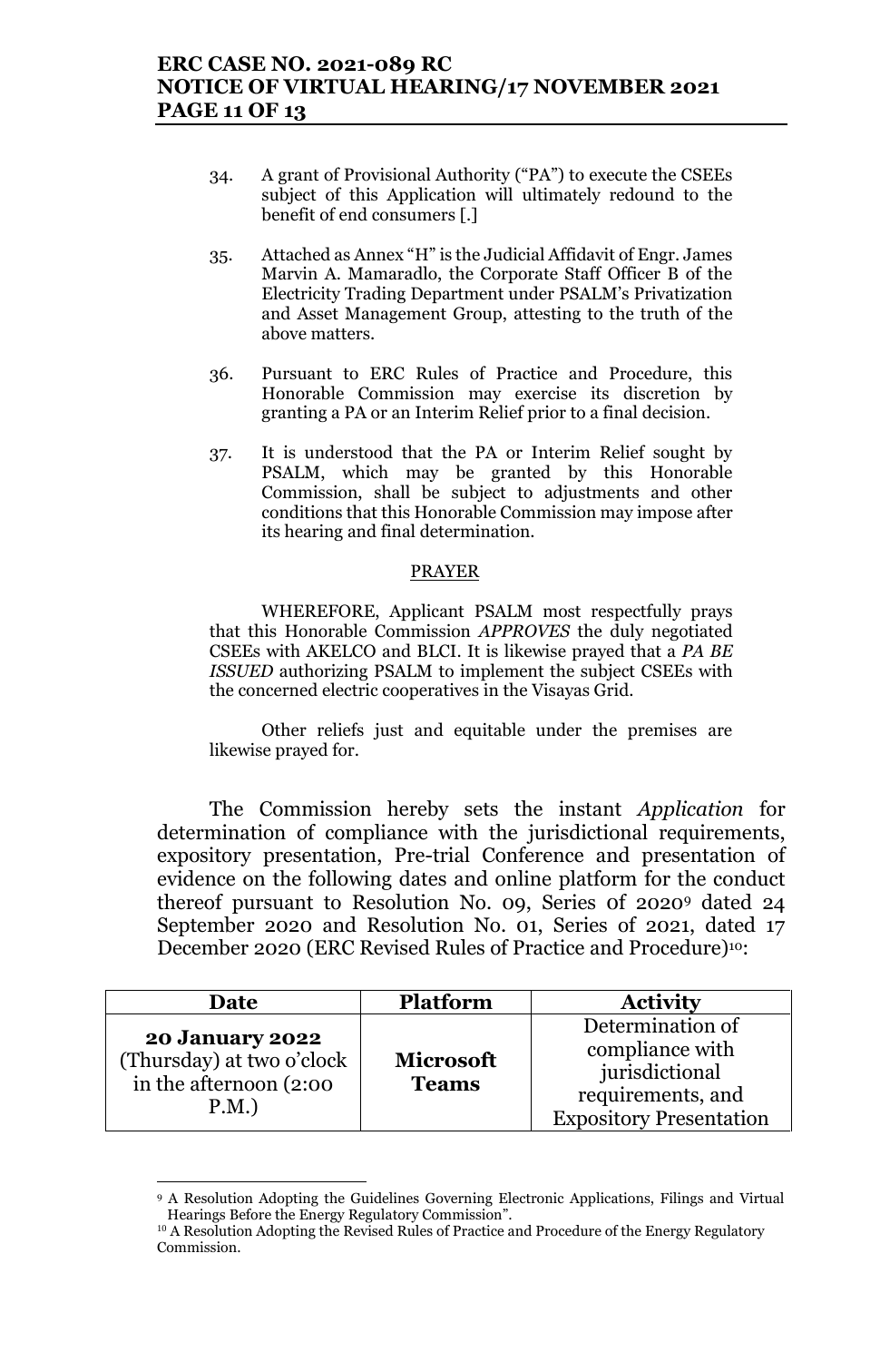34. A grant of Provisional Authority ("PA") to execute the CSEEs subject of this Application will ultimately redound to the benefit of end consumers [.]

35. Attached as Annex "H" is the Judicial Affidavit of Engr. James Marvin A. Mamaradlo, the Corporate Staff Officer B of the Electricity Trading Department under PSALM's Privatization and Asset Management Group, attesting to the truth of the above matters.

36. Pursuant to ERC Rules of Practice and Procedure, this Honorable Commission may exercise its discretion by granting a PA or an Interim Relief prior to a final decision.

37. It is understood that the PA or Interim Relief sought by PSALM, which may be granted by this Honorable Commission, shall be subject to adjustments and other conditions that this Honorable Commission may impose after its hearing and final determination.

PRAYER

WHEREFORE, Applicant PSALM most respectfully prays that this Honorable Commission *APPROVES* the duly negotiated CSEEs with AKELCO and BLCI. It is likewise prayed that a *PA BE ISSUED* authorizing PSALM to implement the subject CSEEs with the concerned electric cooperatives in the Visayas Grid.

Other reliefs just and equitable under the premises are likewise prayed for.

The Commission hereby sets the instant *Application* for determination of compliance with the jurisdictional requirements, expository presentation, Pre-trial Conference and presentation of evidence on the following dates and online platform for the conduct thereof pursuant to Resolution No. 09, Series of 2020[9] dated 24 September 2020 and Resolution No. 01, Series of 2021, dated 17 December 2020 (ERC Revised Rules of Practice and Procedure)[10]:

| Date | Platform | Activity |
|---|---|---|
| **20 January 2022** (Thursday) at two o'clock in the afternoon (2:00 P.M.) | **Microsoft Teams** | Determination of compliance with jurisdictional requirements, and Expository Presentation |

[9] A Resolution Adopting the Guidelines Governing Electronic Applications, Filings and Virtual Hearings Before the Energy Regulatory Commission".

[10] A Resolution Adopting the Revised Rules of Practice and Procedure of the Energy Regulatory Commission.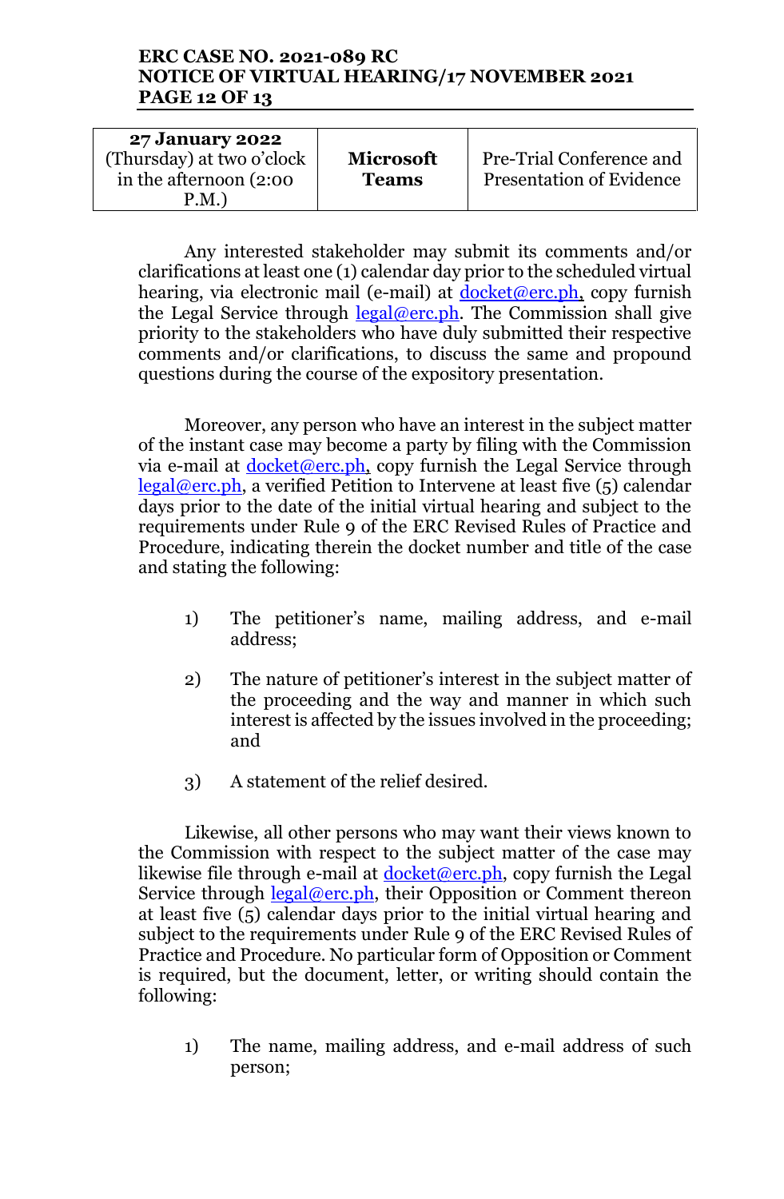| **27 January 2022** (Thursday) at two o'clock in the afternoon (2:00 P.M.) | **Microsoft Teams** | Pre-Trial Conference and Presentation of Evidence |
|---|---|---|

Any interested stakeholder may submit its comments and/or clarifications at least one (1) calendar day prior to the scheduled virtual hearing, via electronic mail (e-mail) at docket@erc.ph, copy furnish the Legal Service through legal@erc.ph. The Commission shall give priority to the stakeholders who have duly submitted their respective comments and/or clarifications, to discuss the same and propound questions during the course of the expository presentation.

Moreover, any person who have an interest in the subject matter of the instant case may become a party by filing with the Commission via e-mail at docket@erc.ph, copy furnish the Legal Service through legal@erc.ph, a verified Petition to Intervene at least five (5) calendar days prior to the date of the initial virtual hearing and subject to the requirements under Rule 9 of the ERC Revised Rules of Practice and Procedure, indicating therein the docket number and title of the case and stating the following:

1) The petitioner's name, mailing address, and e-mail address;

2) The nature of petitioner's interest in the subject matter of the proceeding and the way and manner in which such interest is affected by the issues involved in the proceeding; and

3) A statement of the relief desired.

Likewise, all other persons who may want their views known to the Commission with respect to the subject matter of the case may likewise file through e-mail at docket@erc.ph, copy furnish the Legal Service through legal@erc.ph, their Opposition or Comment thereon at least five (5) calendar days prior to the initial virtual hearing and subject to the requirements under Rule 9 of the ERC Revised Rules of Practice and Procedure. No particular form of Opposition or Comment is required, but the document, letter, or writing should contain the following:

1) The name, mailing address, and e-mail address of such person;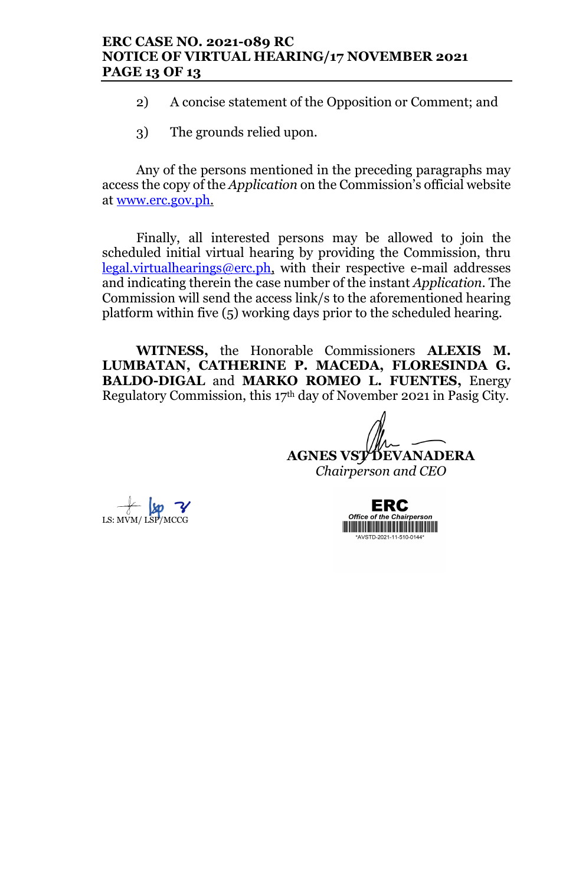2) A concise statement of the Opposition or Comment; and

3) The grounds relied upon.

Any of the persons mentioned in the preceding paragraphs may access the copy of the *Application* on the Commission's official website at www.erc.gov.ph.

Finally, all interested persons may be allowed to join the scheduled initial virtual hearing by providing the Commission, thru legal.virtualhearings@erc.ph, with their respective e-mail addresses and indicating therein the case number of the instant *Application*. The Commission will send the access link/s to the aforementioned hearing platform within five (5) working days prior to the scheduled hearing.

**WITNESS,** the Honorable Commissioners **ALEXIS M. LUMBATAN, CATHERINE P. MACEDA, FLORESINDA G. BALDO-DIGAL** and **MARKO ROMEO L. FUENTES,** Energy Regulatory Commission, this 17th day of November 2021 in Pasig City.

**AGNES VST DEVANADERA**
*Chairperson and CEO*

LS: MVM/ LSP/MCCG

ERC
Office of the Chairperson
*AVSTD-2021-11-510-0144*